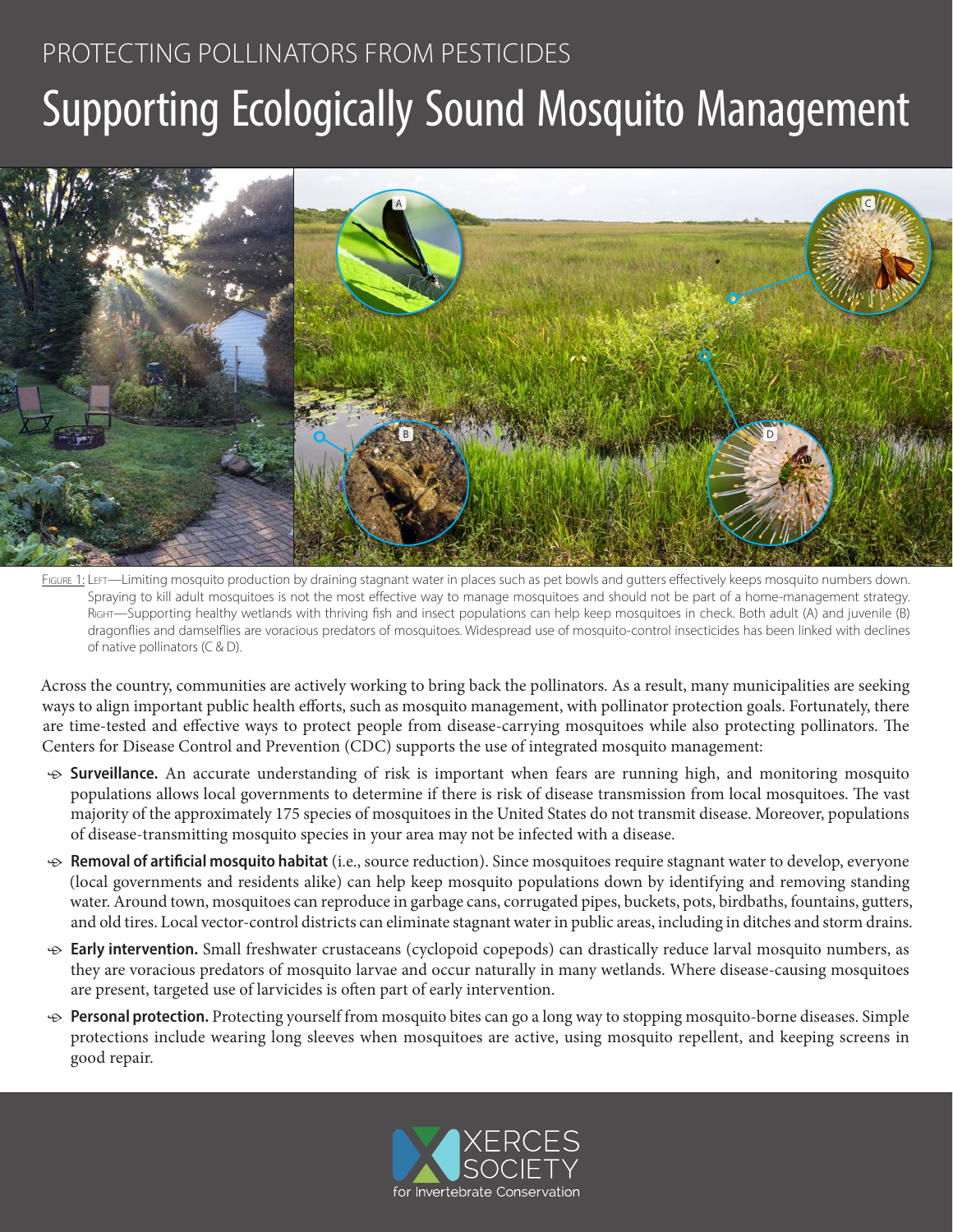PROTECTING POLLINATORS FROM PESTICIDES

# Supporting Ecologically Sound Mosquito Management

A

B

C

D

Figure 1: Left—Limiting mosquito production by draining stagnant water in places such as pet bowls and gutters effectively keeps mosquito numbers down. Spraying to kill adult mosquitoes is not the most effective way to manage mosquitoes and should not be part of a home-management strategy. Right—Supporting healthy wetlands with thriving fish and insect populations can help keep mosquitoes in check. Both adult (A) and juvenile (B) dragonflies and damselflies are voracious predators of mosquitoes. Widespread use of mosquito-control insecticides has been linked with declines of native pollinators (C & D).

Across the country, communities are actively working to bring back the pollinators. As a result, many municipalities are seeking ways to align important public health efforts, such as mosquito management, with pollinator protection goals. Fortunately, there are time-tested and effective ways to protect people from disease-carrying mosquitoes while also protecting pollinators. The Centers for Disease Control and Prevention (CDC) supports the use of integrated mosquito management:

- **Surveillance.** An accurate understanding of risk is important when fears are running high, and monitoring mosquito populations allows local governments to determine if there is risk of disease transmission from local mosquitoes. The vast majority of the approximately 175 species of mosquitoes in the United States do not transmit disease. Moreover, populations of disease-transmitting mosquito species in your area may not be infected with a disease.
- **Removal of artificial mosquito habitat** (i.e., source reduction). Since mosquitoes require stagnant water to develop, everyone (local governments and residents alike) can help keep mosquito populations down by identifying and removing standing water. Around town, mosquitoes can reproduce in garbage cans, corrugated pipes, buckets, pots, birdbaths, fountains, gutters, and old tires. Local vector-control districts can eliminate stagnant water in public areas, including in ditches and storm drains.
- **Early intervention.** Small freshwater crustaceans (cyclopoid copepods) can drastically reduce larval mosquito numbers, as they are voracious predators of mosquito larvae and occur naturally in many wetlands. Where disease-causing mosquitoes are present, targeted use of larvicides is often part of early intervention.
- **Personal protection.** Protecting yourself from mosquito bites can go a long way to stopping mosquito-borne diseases. Simple protections include wearing long sleeves when mosquitoes are active, using mosquito repellent, and keeping screens in good repair.

XERCES SOCIETY for Invertebrate Conservation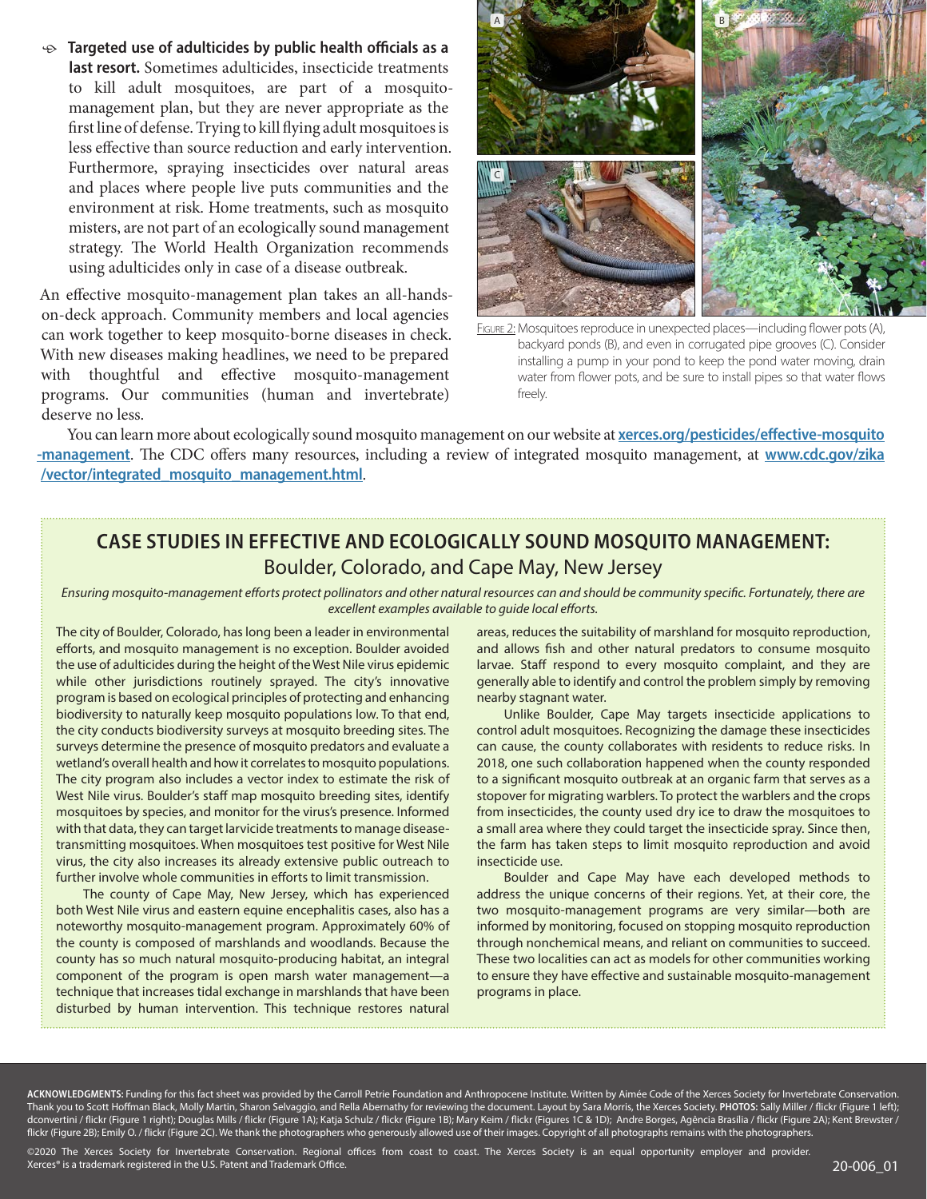- **Targeted use of adulticides by public health officials as a last resort.** Sometimes adulticides, insecticide treatments to kill adult mosquitoes, are part of a mosquito-management plan, but they are never appropriate as the first line of defense. Trying to kill flying adult mosquitoes is less effective than source reduction and early intervention. Furthermore, spraying insecticides over natural areas and places where people live puts communities and the environment at risk. Home treatments, such as mosquito misters, are not part of an ecologically sound management strategy. The World Health Organization recommends using adulticides only in case of a disease outbreak.

An effective mosquito-management plan takes an all-hands-on-deck approach. Community members and local agencies can work together to keep mosquito-borne diseases in check. With new diseases making headlines, we need to be prepared with thoughtful and effective mosquito-management programs. Our communities (human and invertebrate) deserve no less.

Figure 2: Mosquitoes reproduce in unexpected places—including flower pots (A), backyard ponds (B), and even in corrugated pipe grooves (C). Consider installing a pump in your pond to keep the pond water moving, drain water from flower pots, and be sure to install pipes so that water flows freely.

You can learn more about ecologically sound mosquito management on our website at **xerces.org/pesticides/effective-mosquito-management**. The CDC offers many resources, including a review of integrated mosquito management, at **www.cdc.gov/zika/vector/integrated_mosquito_management.html**.

## CASE STUDIES IN EFFECTIVE AND ECOLOGICALLY SOUND MOSQUITO MANAGEMENT: Boulder, Colorado, and Cape May, New Jersey

*Ensuring mosquito-management efforts protect pollinators and other natural resources can and should be community specific. Fortunately, there are excellent examples available to guide local efforts.*

The city of Boulder, Colorado, has long been a leader in environmental efforts, and mosquito management is no exception. Boulder avoided the use of adulticides during the height of the West Nile virus epidemic while other jurisdictions routinely sprayed. The city's innovative program is based on ecological principles of protecting and enhancing biodiversity to naturally keep mosquito populations low. To that end, the city conducts biodiversity surveys at mosquito breeding sites. The surveys determine the presence of mosquito predators and evaluate a wetland's overall health and how it correlates to mosquito populations. The city program also includes a vector index to estimate the risk of West Nile virus. Boulder's staff map mosquito breeding sites, identify mosquitoes by species, and monitor for the virus's presence. Informed with that data, they can target larvicide treatments to manage disease-transmitting mosquitoes. When mosquitoes test positive for West Nile virus, the city also increases its already extensive public outreach to further involve whole communities in efforts to limit transmission.

The county of Cape May, New Jersey, which has experienced both West Nile virus and eastern equine encephalitis cases, also has a noteworthy mosquito-management program. Approximately 60% of the county is composed of marshlands and woodlands. Because the county has so much natural mosquito-producing habitat, an integral component of the program is open marsh water management—a technique that increases tidal exchange in marshlands that have been disturbed by human intervention. This technique restores natural areas, reduces the suitability of marshland for mosquito reproduction, and allows fish and other natural predators to consume mosquito larvae. Staff respond to every mosquito complaint, and they are generally able to identify and control the problem simply by removing nearby stagnant water.

Unlike Boulder, Cape May targets insecticide applications to control adult mosquitoes. Recognizing the damage these insecticides can cause, the county collaborates with residents to reduce risks. In 2018, one such collaboration happened when the county responded to a significant mosquito outbreak at an organic farm that serves as a stopover for migrating warblers. To protect the warblers and the crops from insecticides, the county used dry ice to draw the mosquitoes to a small area where they could target the insecticide spray. Since then, the farm has taken steps to limit mosquito reproduction and avoid insecticide use.

Boulder and Cape May have each developed methods to address the unique concerns of their regions. Yet, at their core, the two mosquito-management programs are very similar—both are informed by monitoring, focused on stopping mosquito reproduction through nonchemical means, and reliant on communities to succeed. These two localities can act as models for other communities working to ensure they have effective and sustainable mosquito-management programs in place.

**ACKNOWLEDGMENTS:** Funding for this fact sheet was provided by the Carroll Petrie Foundation and Anthropocene Institute. Written by Aimée Code of the Xerces Society for Invertebrate Conservation. Thank you to Scott Hoffman Black, Molly Martin, Sharon Selvaggio, and Rella Abernathy for reviewing the document. Layout by Sara Morris, the Xerces Society. **PHOTOS:** Sally Miller / flickr (Figure 1 left); dconvertini / flickr (Figure 1 right); Douglas Mills / flickr (Figure 1A); Katja Schulz / flickr (Figure 1B); Mary Keim / flickr (Figures 1C & 1D); Andre Borges, Agência Brasília / flickr (Figure 2A); Kent Brewster / flickr (Figure 2B); Emily O. / flickr (Figure 2C). We thank the photographers who generously allowed use of their images. Copyright of all photographs remains with the photographers.

©2020 The Xerces Society for Invertebrate Conservation. Regional offices from coast to coast. The Xerces Society is an equal opportunity employer and provider. Xerces® is a trademark registered in the U.S. Patent and Trademark Office.

20-006_01